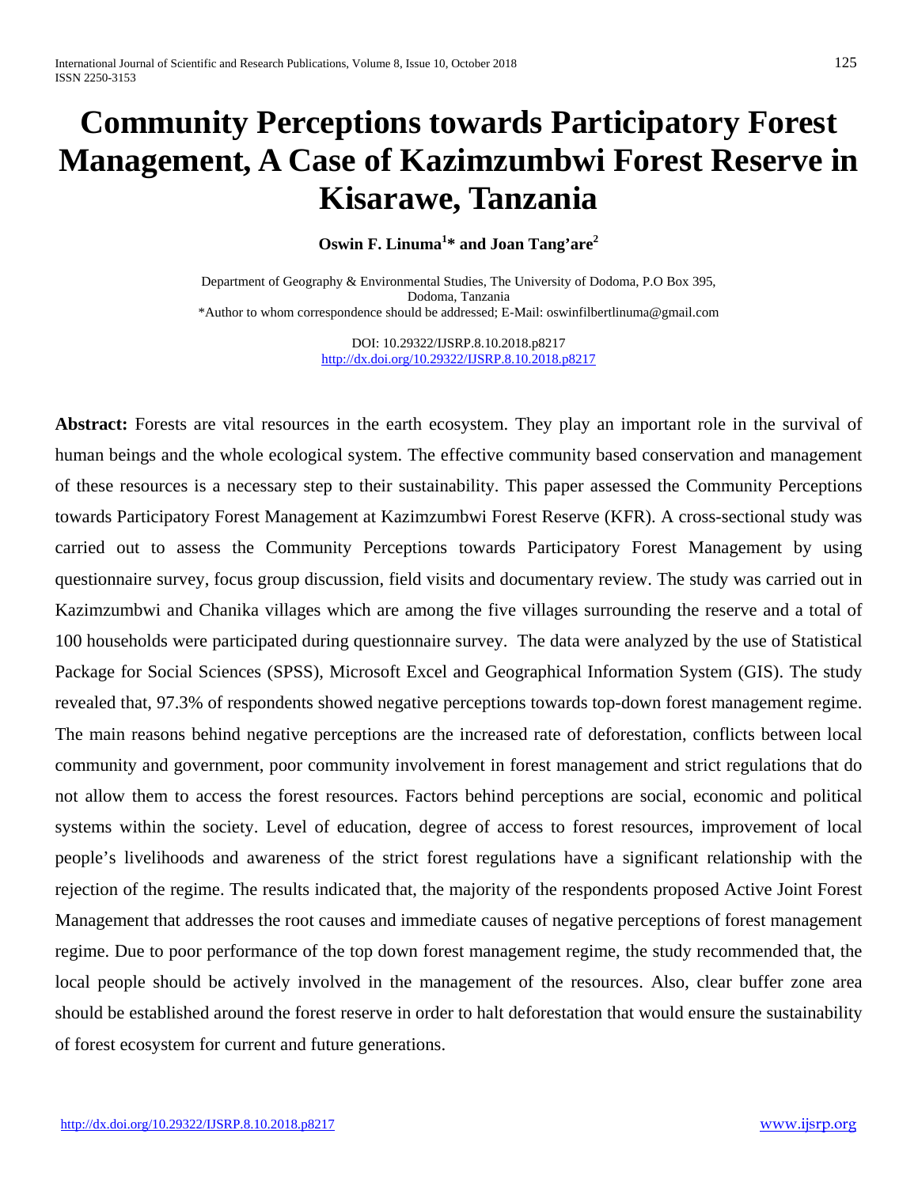# Community Perceptions towards Participatory Forest Management, A Case of Kazimzumbwi Forest Reserve in Kisarawe, Tanzania

**Oswin F. Linuma[1]* and Joan Tang'are[2]**

Department of Geography & Environmental Studies, The University of Dodoma, P.O Box 395, Dodoma, Tanzania
*Author to whom correspondence should be addressed; E-Mail: oswinfilbertlinuma@gmail.com

DOI: 10.29322/IJSRP.8.10.2018.p8217
http://dx.doi.org/10.29322/IJSRP.8.10.2018.p8217

**Abstract:** Forests are vital resources in the earth ecosystem. They play an important role in the survival of human beings and the whole ecological system. The effective community based conservation and management of these resources is a necessary step to their sustainability. This paper assessed the Community Perceptions towards Participatory Forest Management at Kazimzumbwi Forest Reserve (KFR). A cross-sectional study was carried out to assess the Community Perceptions towards Participatory Forest Management by using questionnaire survey, focus group discussion, field visits and documentary review. The study was carried out in Kazimzumbwi and Chanika villages which are among the five villages surrounding the reserve and a total of 100 households were participated during questionnaire survey. The data were analyzed by the use of Statistical Package for Social Sciences (SPSS), Microsoft Excel and Geographical Information System (GIS). The study revealed that, 97.3% of respondents showed negative perceptions towards top-down forest management regime. The main reasons behind negative perceptions are the increased rate of deforestation, conflicts between local community and government, poor community involvement in forest management and strict regulations that do not allow them to access the forest resources. Factors behind perceptions are social, economic and political systems within the society. Level of education, degree of access to forest resources, improvement of local people's livelihoods and awareness of the strict forest regulations have a significant relationship with the rejection of the regime. The results indicated that, the majority of the respondents proposed Active Joint Forest Management that addresses the root causes and immediate causes of negative perceptions of forest management regime. Due to poor performance of the top down forest management regime, the study recommended that, the local people should be actively involved in the management of the resources. Also, clear buffer zone area should be established around the forest reserve in order to halt deforestation that would ensure the sustainability of forest ecosystem for current and future generations.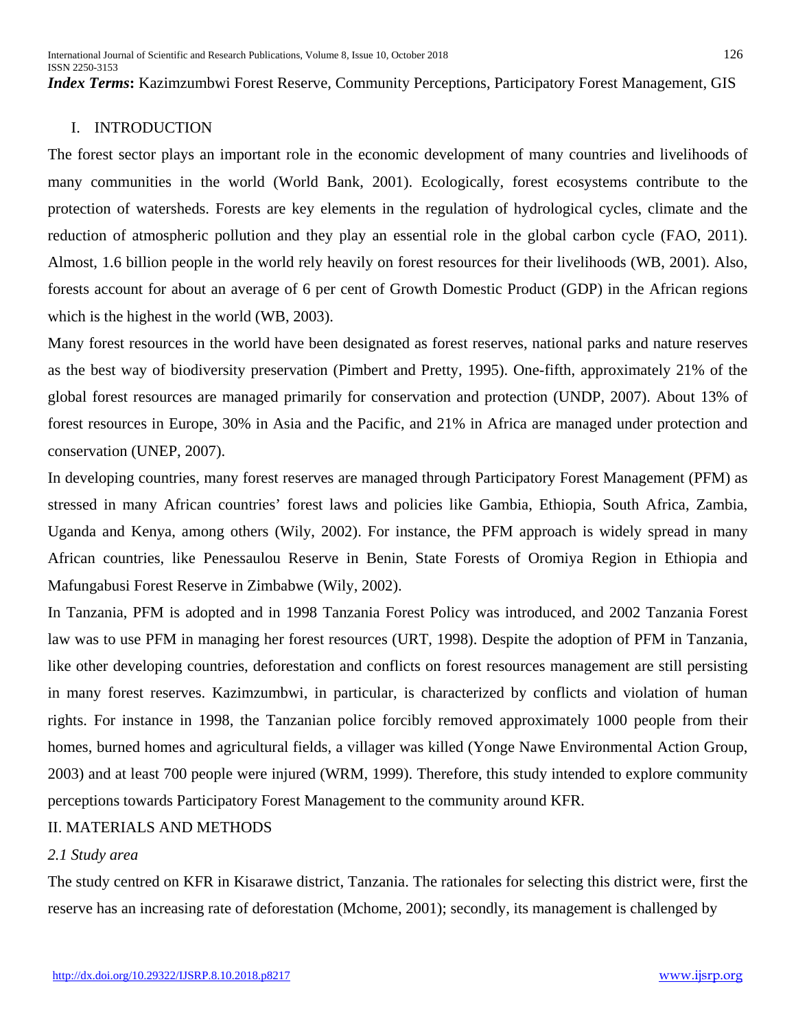***Index Terms*:** Kazimzumbwi Forest Reserve, Community Perceptions, Participatory Forest Management, GIS

## I. INTRODUCTION

The forest sector plays an important role in the economic development of many countries and livelihoods of many communities in the world (World Bank, 2001). Ecologically, forest ecosystems contribute to the protection of watersheds. Forests are key elements in the regulation of hydrological cycles, climate and the reduction of atmospheric pollution and they play an essential role in the global carbon cycle (FAO, 2011). Almost, 1.6 billion people in the world rely heavily on forest resources for their livelihoods (WB, 2001). Also, forests account for about an average of 6 per cent of Growth Domestic Product (GDP) in the African regions which is the highest in the world (WB, 2003).

Many forest resources in the world have been designated as forest reserves, national parks and nature reserves as the best way of biodiversity preservation (Pimbert and Pretty, 1995). One-fifth, approximately 21% of the global forest resources are managed primarily for conservation and protection (UNDP, 2007). About 13% of forest resources in Europe, 30% in Asia and the Pacific, and 21% in Africa are managed under protection and conservation (UNEP, 2007).

In developing countries, many forest reserves are managed through Participatory Forest Management (PFM) as stressed in many African countries' forest laws and policies like Gambia, Ethiopia, South Africa, Zambia, Uganda and Kenya, among others (Wily, 2002). For instance, the PFM approach is widely spread in many African countries, like Penessaulou Reserve in Benin, State Forests of Oromiya Region in Ethiopia and Mafungabusi Forest Reserve in Zimbabwe (Wily, 2002).

In Tanzania, PFM is adopted and in 1998 Tanzania Forest Policy was introduced, and 2002 Tanzania Forest law was to use PFM in managing her forest resources (URT, 1998). Despite the adoption of PFM in Tanzania, like other developing countries, deforestation and conflicts on forest resources management are still persisting in many forest reserves. Kazimzumbwi, in particular, is characterized by conflicts and violation of human rights. For instance in 1998, the Tanzanian police forcibly removed approximately 1000 people from their homes, burned homes and agricultural fields, a villager was killed (Yonge Nawe Environmental Action Group, 2003) and at least 700 people were injured (WRM, 1999). Therefore, this study intended to explore community perceptions towards Participatory Forest Management to the community around KFR.

## II. MATERIALS AND METHODS

### *2.1 Study area*

The study centred on KFR in Kisarawe district, Tanzania. The rationales for selecting this district were, first the reserve has an increasing rate of deforestation (Mchome, 2001); secondly, its management is challenged by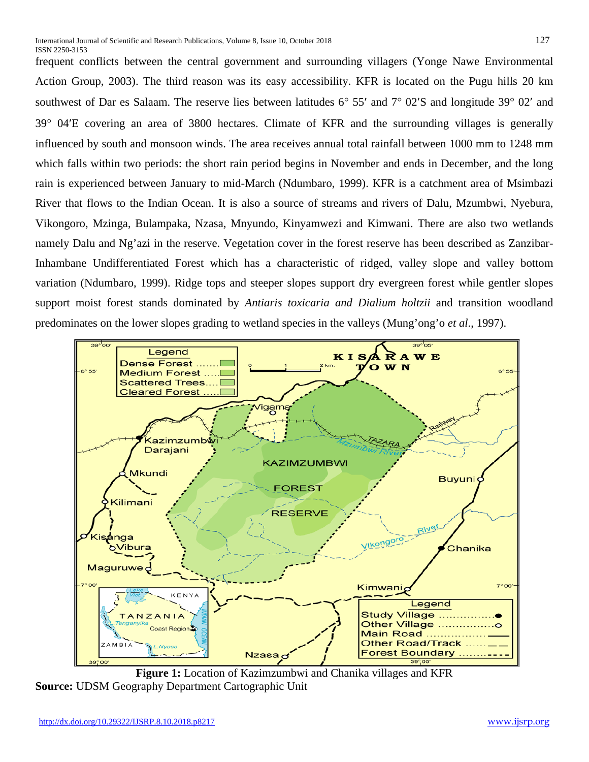frequent conflicts between the central government and surrounding villagers (Yonge Nawe Environmental Action Group, 2003). The third reason was its easy accessibility. KFR is located on the Pugu hills 20 km southwest of Dar es Salaam. The reserve lies between latitudes 6° 55′ and 7° 02′S and longitude 39° 02′ and 39° 04′E covering an area of 3800 hectares. Climate of KFR and the surrounding villages is generally influenced by south and monsoon winds. The area receives annual total rainfall between 1000 mm to 1248 mm which falls within two periods: the short rain period begins in November and ends in December, and the long rain is experienced between January to mid-March (Ndumbaro, 1999). KFR is a catchment area of Msimbazi River that flows to the Indian Ocean. It is also a source of streams and rivers of Dalu, Mzumbwi, Nyebura, Vikongoro, Mzinga, Bulampaka, Nzasa, Mnyundo, Kinyamwezi and Kimwani. There are also two wetlands namely Dalu and Ng'azi in the reserve. Vegetation cover in the forest reserve has been described as Zanzibar-Inhambane Undifferentiated Forest which has a characteristic of ridged, valley slope and valley bottom variation (Ndumbaro, 1999). Ridge tops and steeper slopes support dry evergreen forest while gentler slopes support moist forest stands dominated by *Antiaris toxicaria and Dialium holtzii* and transition woodland predominates on the lower slopes grading to wetland species in the valleys (Mung'ong'o *et al*., 1997).

**Figure 1:** Location of Kazimzumbwi and Chanika villages and KFR

**Source:** UDSM Geography Department Cartographic Unit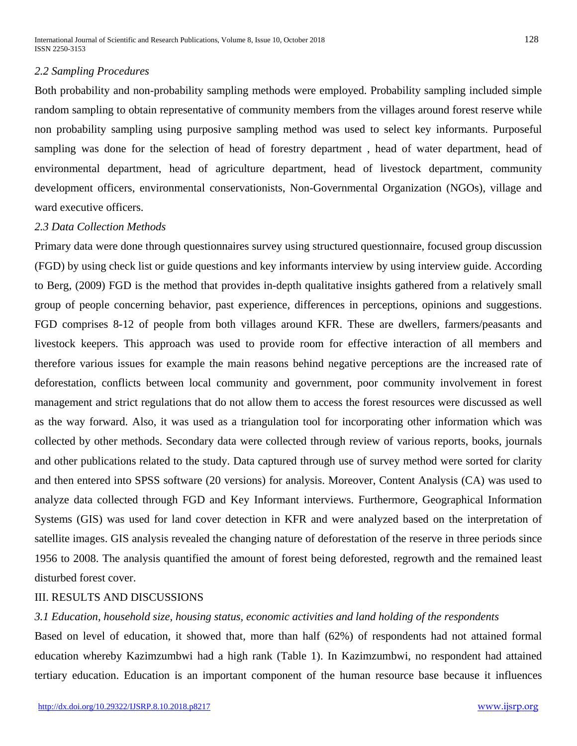*2.2 Sampling Procedures*

Both probability and non-probability sampling methods were employed. Probability sampling included simple random sampling to obtain representative of community members from the villages around forest reserve while non probability sampling using purposive sampling method was used to select key informants. Purposeful sampling was done for the selection of head of forestry department , head of water department, head of environmental department, head of agriculture department, head of livestock department, community development officers, environmental conservationists, Non-Governmental Organization (NGOs), village and ward executive officers.

*2.3 Data Collection Methods*

Primary data were done through questionnaires survey using structured questionnaire, focused group discussion (FGD) by using check list or guide questions and key informants interview by using interview guide. According to Berg, (2009) FGD is the method that provides in-depth qualitative insights gathered from a relatively small group of people concerning behavior, past experience, differences in perceptions, opinions and suggestions. FGD comprises 8-12 of people from both villages around KFR. These are dwellers, farmers/peasants and livestock keepers. This approach was used to provide room for effective interaction of all members and therefore various issues for example the main reasons behind negative perceptions are the increased rate of deforestation, conflicts between local community and government, poor community involvement in forest management and strict regulations that do not allow them to access the forest resources were discussed as well as the way forward. Also, it was used as a triangulation tool for incorporating other information which was collected by other methods. Secondary data were collected through review of various reports, books, journals and other publications related to the study. Data captured through use of survey method were sorted for clarity and then entered into SPSS software (20 versions) for analysis. Moreover, Content Analysis (CA) was used to analyze data collected through FGD and Key Informant interviews. Furthermore, Geographical Information Systems (GIS) was used for land cover detection in KFR and were analyzed based on the interpretation of satellite images. GIS analysis revealed the changing nature of deforestation of the reserve in three periods since 1956 to 2008. The analysis quantified the amount of forest being deforested, regrowth and the remained least disturbed forest cover.

## III. RESULTS AND DISCUSSIONS

*3.1 Education, household size, housing status, economic activities and land holding of the respondents*

Based on level of education, it showed that, more than half (62%) of respondents had not attained formal education whereby Kazimzumbwi had a high rank (Table 1). In Kazimzumbwi, no respondent had attained tertiary education. Education is an important component of the human resource base because it influences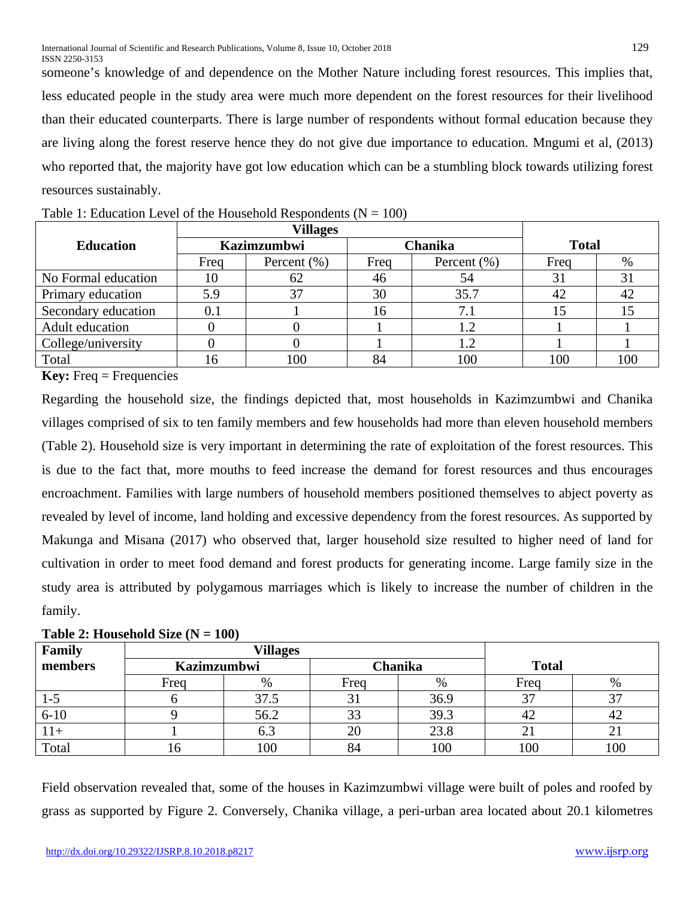someone's knowledge of and dependence on the Mother Nature including forest resources. This implies that, less educated people in the study area were much more dependent on the forest resources for their livelihood than their educated counterparts. There is large number of respondents without formal education because they are living along the forest reserve hence they do not give due importance to education. Mngumi et al, (2013) who reported that, the majority have got low education which can be a stumbling block towards utilizing forest resources sustainably.

Table 1: Education Level of the Household Respondents (N = 100)

| Education | Villages | | | | Total | |
|---|---|---|---|---|---|---|
| | Kazimzumbwi | | Chanika | | | |
| | Freq | Percent (%) | Freq | Percent (%) | Freq | % |
| No Formal education | 10 | 62 | 46 | 54 | 31 | 31 |
| Primary education | 5.9 | 37 | 30 | 35.7 | 42 | 42 |
| Secondary education | 0.1 | 1 | 16 | 7.1 | 15 | 15 |
| Adult education | 0 | 0 | 1 | 1.2 | 1 | 1 |
| College/university | 0 | 0 | 1 | 1.2 | 1 | 1 |
| Total | 16 | 100 | 84 | 100 | 100 | 100 |

**Key:** Freq = Frequencies

Regarding the household size, the findings depicted that, most households in Kazimzumbwi and Chanika villages comprised of six to ten family members and few households had more than eleven household members (Table 2). Household size is very important in determining the rate of exploitation of the forest resources. This is due to the fact that, more mouths to feed increase the demand for forest resources and thus encourages encroachment. Families with large numbers of household members positioned themselves to abject poverty as revealed by level of income, land holding and excessive dependency from the forest resources. As supported by Makunga and Misana (2017) who observed that, larger household size resulted to higher need of land for cultivation in order to meet food demand and forest products for generating income. Large family size in the study area is attributed by polygamous marriages which is likely to increase the number of children in the family.

**Table 2: Household Size (N = 100)**

| Family members | Villages | | | | Total | |
|---|---|---|---|---|---|---|
| | Kazimzumbwi | | Chanika | | | |
| | Freq | % | Freq | % | Freq | % |
| 1-5 | 6 | 37.5 | 31 | 36.9 | 37 | 37 |
| 6-10 | 9 | 56.2 | 33 | 39.3 | 42 | 42 |
| 11+ | 1 | 6.3 | 20 | 23.8 | 21 | 21 |
| Total | 16 | 100 | 84 | 100 | 100 | 100 |

Field observation revealed that, some of the houses in Kazimzumbwi village were built of poles and roofed by grass as supported by Figure 2. Conversely, Chanika village, a peri-urban area located about 20.1 kilometres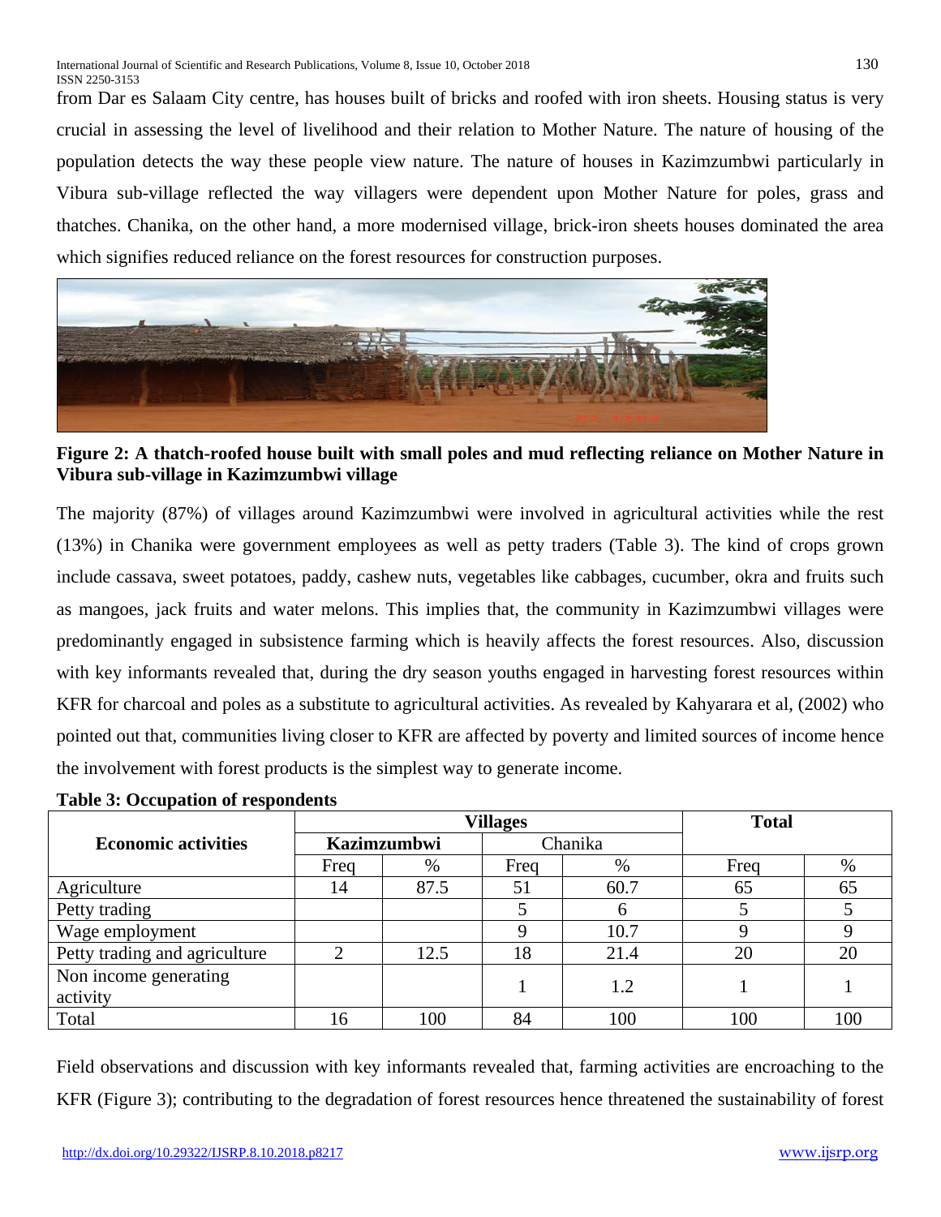from Dar es Salaam City centre, has houses built of bricks and roofed with iron sheets. Housing status is very crucial in assessing the level of livelihood and their relation to Mother Nature. The nature of housing of the population detects the way these people view nature. The nature of houses in Kazimzumbwi particularly in Vibura sub-village reflected the way villagers were dependent upon Mother Nature for poles, grass and thatches. Chanika, on the other hand, a more modernised village, brick-iron sheets houses dominated the area which signifies reduced reliance on the forest resources for construction purposes.

**Figure 2: A thatch-roofed house built with small poles and mud reflecting reliance on Mother Nature in Vibura sub-village in Kazimzumbwi village**

The majority (87%) of villages around Kazimzumbwi were involved in agricultural activities while the rest (13%) in Chanika were government employees as well as petty traders (Table 3). The kind of crops grown include cassava, sweet potatoes, paddy, cashew nuts, vegetables like cabbages, cucumber, okra and fruits such as mangoes, jack fruits and water melons. This implies that, the community in Kazimzumbwi villages were predominantly engaged in subsistence farming which is heavily affects the forest resources. Also, discussion with key informants revealed that, during the dry season youths engaged in harvesting forest resources within KFR for charcoal and poles as a substitute to agricultural activities. As revealed by Kahyarara et al, (2002) who pointed out that, communities living closer to KFR are affected by poverty and limited sources of income hence the involvement with forest products is the simplest way to generate income.

**Table 3: Occupation of respondents**

| **Economic activities** | **Villages** | | | | **Total** | |
|---|---|---|---|---|---|---|
| | **Kazimzumbwi** | | Chanika | | | |
| | Freq | % | Freq | % | Freq | % |
| Agriculture | 14 | 87.5 | 51 | 60.7 | 65 | 65 |
| Petty trading | | | 5 | 6 | 5 | 5 |
| Wage employment | | | 9 | 10.7 | 9 | 9 |
| Petty trading and agriculture | 2 | 12.5 | 18 | 21.4 | 20 | 20 |
| Non income generating activity | | | 1 | 1.2 | 1 | 1 |
| Total | 16 | 100 | 84 | 100 | 100 | 100 |

Field observations and discussion with key informants revealed that, farming activities are encroaching to the KFR (Figure 3); contributing to the degradation of forest resources hence threatened the sustainability of forest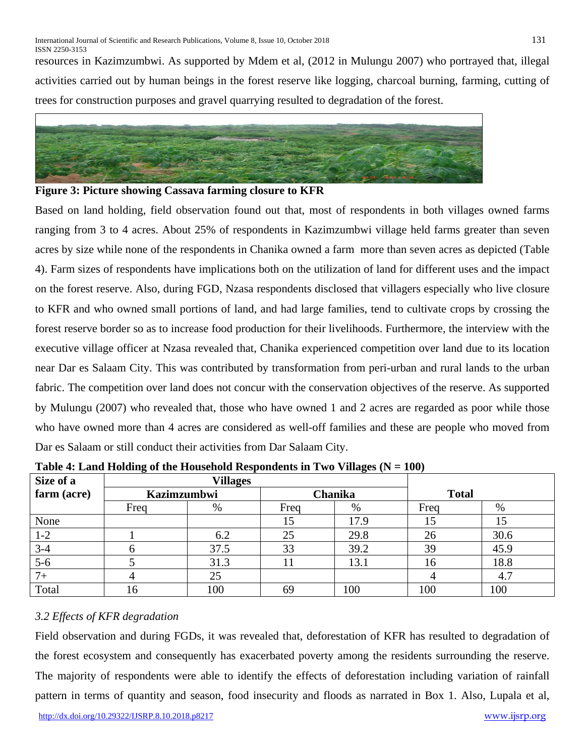resources in Kazimzumbwi. As supported by Mdem et al, (2012 in Mulungu 2007) who portrayed that, illegal activities carried out by human beings in the forest reserve like logging, charcoal burning, farming, cutting of trees for construction purposes and gravel quarrying resulted to degradation of the forest.

**Figure 3: Picture showing Cassava farming closure to KFR**

Based on land holding, field observation found out that, most of respondents in both villages owned farms ranging from 3 to 4 acres. About 25% of respondents in Kazimzumbwi village held farms greater than seven acres by size while none of the respondents in Chanika owned a farm more than seven acres as depicted (Table 4). Farm sizes of respondents have implications both on the utilization of land for different uses and the impact on the forest reserve. Also, during FGD, Nzasa respondents disclosed that villagers especially who live closure to KFR and who owned small portions of land, and had large families, tend to cultivate crops by crossing the forest reserve border so as to increase food production for their livelihoods. Furthermore, the interview with the executive village officer at Nzasa revealed that, Chanika experienced competition over land due to its location near Dar es Salaam City. This was contributed by transformation from peri-urban and rural lands to the urban fabric. The competition over land does not concur with the conservation objectives of the reserve. As supported by Mulungu (2007) who revealed that, those who have owned 1 and 2 acres are regarded as poor while those who have owned more than 4 acres are considered as well-off families and these are people who moved from Dar es Salaam or still conduct their activities from Dar Salaam City.

**Table 4: Land Holding of the Household Respondents in Two Villages (N = 100)**

| Size of a farm (acre) | Villages | | | | Total | |
|---|---|---|---|---|---|---|
| | Kazimzumbwi | | Chanika | | | |
| | Freq | % | Freq | % | Freq | % |
| None | | | 15 | 17.9 | 15 | 15 |
| 1-2 | 1 | 6.2 | 25 | 29.8 | 26 | 30.6 |
| 3-4 | 6 | 37.5 | 33 | 39.2 | 39 | 45.9 |
| 5-6 | 5 | 31.3 | 11 | 13.1 | 16 | 18.8 |
| 7+ | 4 | 25 | | | 4 | 4.7 |
| Total | 16 | 100 | 69 | 100 | 100 | 100 |

### *3.2 Effects of KFR degradation*

Field observation and during FGDs, it was revealed that, deforestation of KFR has resulted to degradation of the forest ecosystem and consequently has exacerbated poverty among the residents surrounding the reserve. The majority of respondents were able to identify the effects of deforestation including variation of rainfall pattern in terms of quantity and season, food insecurity and floods as narrated in Box 1. Also, Lupala et al,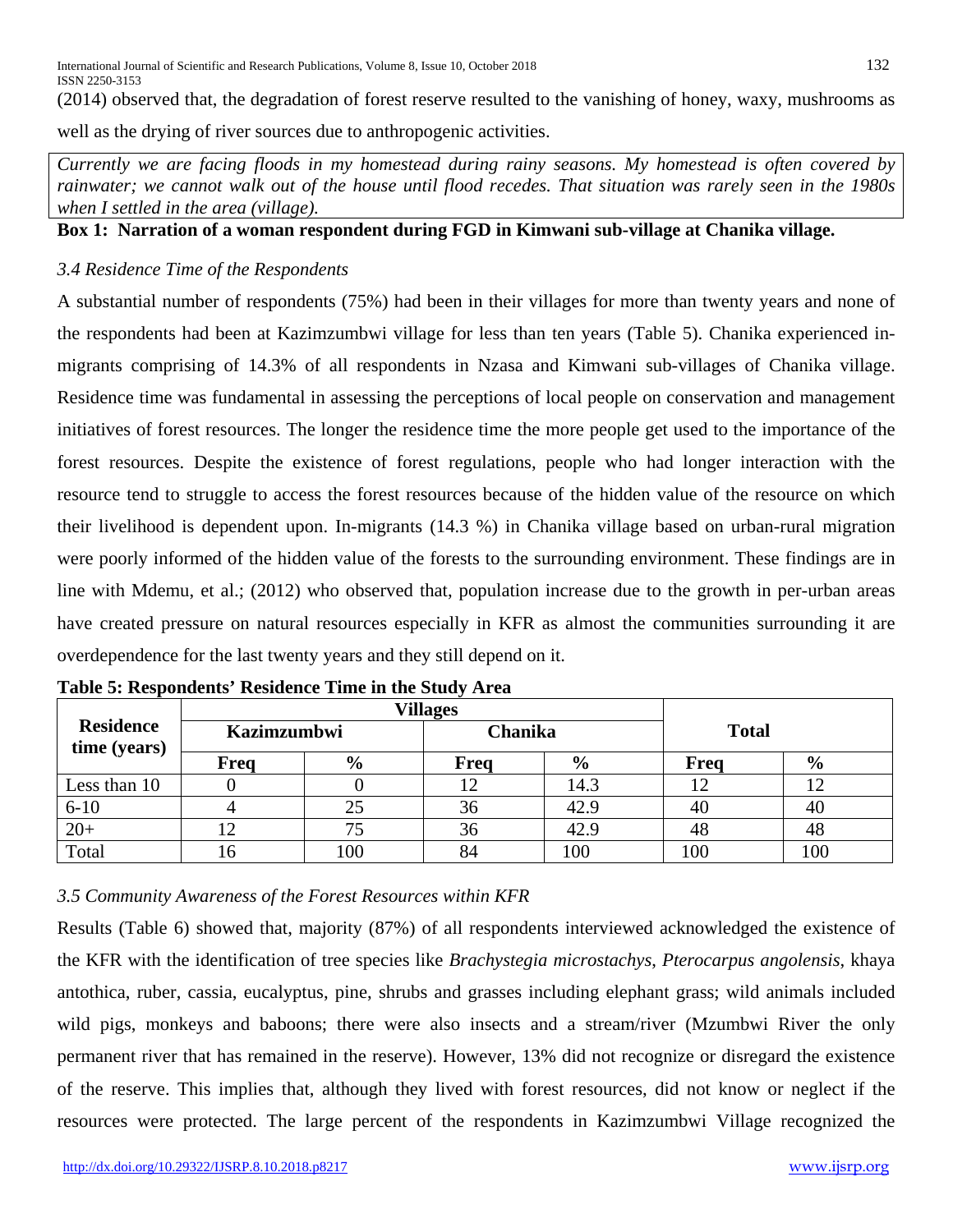(2014) observed that, the degradation of forest reserve resulted to the vanishing of honey, waxy, mushrooms as well as the drying of river sources due to anthropogenic activities.

*Currently we are facing floods in my homestead during rainy seasons. My homestead is often covered by rainwater; we cannot walk out of the house until flood recedes. That situation was rarely seen in the 1980s when I settled in the area (village).*

**Box 1: Narration of a woman respondent during FGD in Kimwani sub-village at Chanika village.**

### *3.4 Residence Time of the Respondents*

A substantial number of respondents (75%) had been in their villages for more than twenty years and none of the respondents had been at Kazimzumbwi village for less than ten years (Table 5). Chanika experienced in-migrants comprising of 14.3% of all respondents in Nzasa and Kimwani sub-villages of Chanika village. Residence time was fundamental in assessing the perceptions of local people on conservation and management initiatives of forest resources. The longer the residence time the more people get used to the importance of the forest resources. Despite the existence of forest regulations, people who had longer interaction with the resource tend to struggle to access the forest resources because of the hidden value of the resource on which their livelihood is dependent upon. In-migrants (14.3 %) in Chanika village based on urban-rural migration were poorly informed of the hidden value of the forests to the surrounding environment. These findings are in line with Mdemu, et al.; (2012) who observed that, population increase due to the growth in per-urban areas have created pressure on natural resources especially in KFR as almost the communities surrounding it are overdependence for the last twenty years and they still depend on it.

**Table 5: Respondents' Residence Time in the Study Area**

| Residence time (years) | Villages | | | | Total | |
|---|---|---|---|---|---|---|
| | Kazimzumbwi | | Chanika | | | |
| | Freq | % | Freq | % | Freq | % |
| Less than 10 | 0 | 0 | 12 | 14.3 | 12 | 12 |
| 6-10 | 4 | 25 | 36 | 42.9 | 40 | 40 |
| 20+ | 12 | 75 | 36 | 42.9 | 48 | 48 |
| Total | 16 | 100 | 84 | 100 | 100 | 100 |

### *3.5 Community Awareness of the Forest Resources within KFR*

Results (Table 6) showed that, majority (87%) of all respondents interviewed acknowledged the existence of the KFR with the identification of tree species like *Brachystegia microstachys*, *Pterocarpus angolensis*, khaya antothica, ruber, cassia, eucalyptus, pine, shrubs and grasses including elephant grass; wild animals included wild pigs, monkeys and baboons; there were also insects and a stream/river (Mzumbwi River the only permanent river that has remained in the reserve). However, 13% did not recognize or disregard the existence of the reserve. This implies that, although they lived with forest resources, did not know or neglect if the resources were protected. The large percent of the respondents in Kazimzumbwi Village recognized the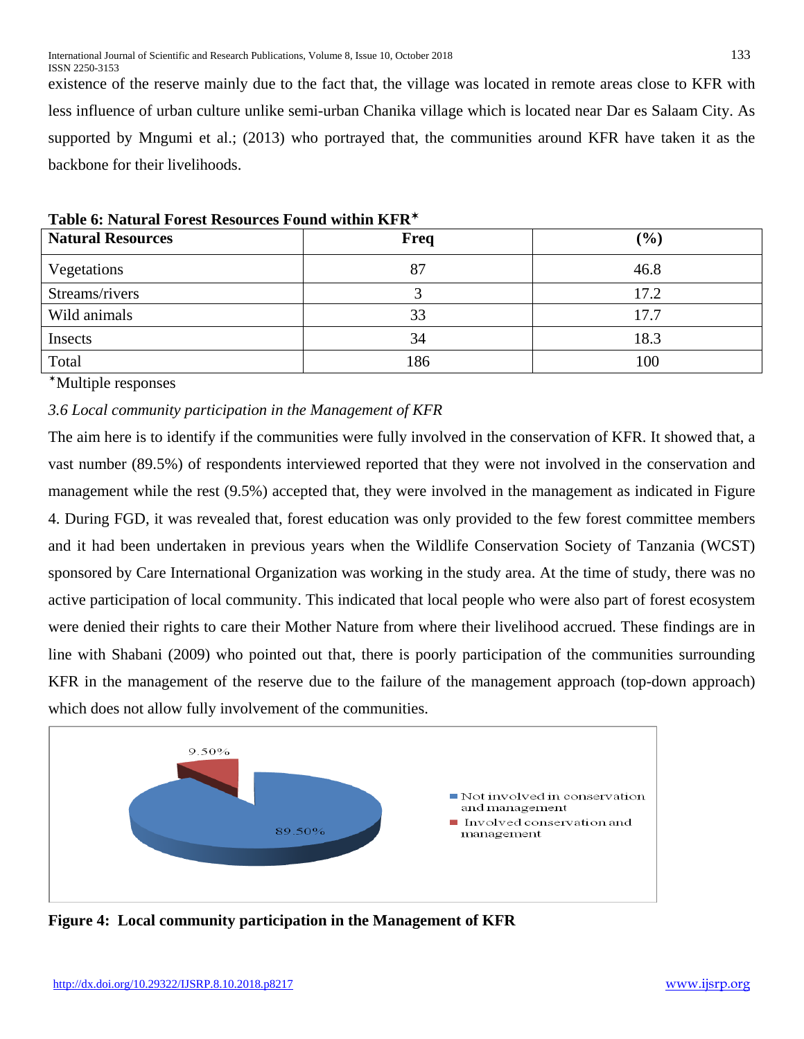existence of the reserve mainly due to the fact that, the village was located in remote areas close to KFR with less influence of urban culture unlike semi-urban Chanika village which is located near Dar es Salaam City. As supported by Mngumi et al.; (2013) who portrayed that, the communities around KFR have taken it as the backbone for their livelihoods.

**Table 6: Natural Forest Resources Found within KFR***

| Natural Resources | Freq | (%) |
|---|---|---|
| Vegetations | 87 | 46.8 |
| Streams/rivers | 3 | 17.2 |
| Wild animals | 33 | 17.7 |
| Insects | 34 | 18.3 |
| Total | 186 | 100 |

*Multiple responses

### *3.6 Local community participation in the Management of KFR*

The aim here is to identify if the communities were fully involved in the conservation of KFR. It showed that, a vast number (89.5%) of respondents interviewed reported that they were not involved in the conservation and management while the rest (9.5%) accepted that, they were involved in the management as indicated in Figure 4. During FGD, it was revealed that, forest education was only provided to the few forest committee members and it had been undertaken in previous years when the Wildlife Conservation Society of Tanzania (WCST) sponsored by Care International Organization was working in the study area. At the time of study, there was no active participation of local community. This indicated that local people who were also part of forest ecosystem were denied their rights to care their Mother Nature from where their livelihood accrued. These findings are in line with Shabani (2009) who pointed out that, there is poorly participation of the communities surrounding KFR in the management of the reserve due to the failure of the management approach (top-down approach) which does not allow fully involvement of the communities.

**Figure 4: Local community participation in the Management of KFR**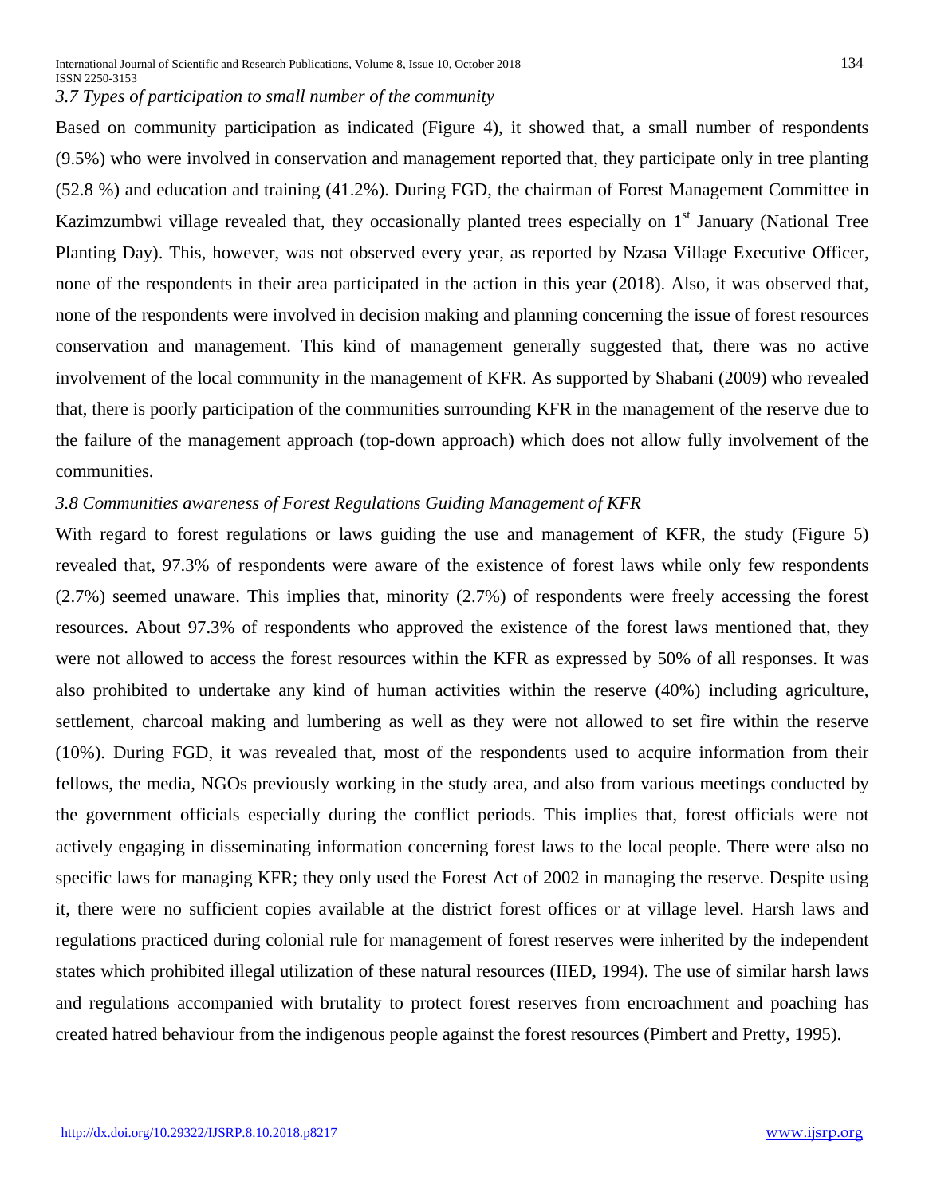### *3.7 Types of participation to small number of the community*

Based on community participation as indicated (Figure 4), it showed that, a small number of respondents (9.5%) who were involved in conservation and management reported that, they participate only in tree planting (52.8 %) and education and training (41.2%). During FGD, the chairman of Forest Management Committee in Kazimzumbwi village revealed that, they occasionally planted trees especially on 1st January (National Tree Planting Day). This, however, was not observed every year, as reported by Nzasa Village Executive Officer, none of the respondents in their area participated in the action in this year (2018). Also, it was observed that, none of the respondents were involved in decision making and planning concerning the issue of forest resources conservation and management. This kind of management generally suggested that, there was no active involvement of the local community in the management of KFR. As supported by Shabani (2009) who revealed that, there is poorly participation of the communities surrounding KFR in the management of the reserve due to the failure of the management approach (top-down approach) which does not allow fully involvement of the communities.

### *3.8 Communities awareness of Forest Regulations Guiding Management of KFR*

With regard to forest regulations or laws guiding the use and management of KFR, the study (Figure 5) revealed that, 97.3% of respondents were aware of the existence of forest laws while only few respondents (2.7%) seemed unaware. This implies that, minority (2.7%) of respondents were freely accessing the forest resources. About 97.3% of respondents who approved the existence of the forest laws mentioned that, they were not allowed to access the forest resources within the KFR as expressed by 50% of all responses. It was also prohibited to undertake any kind of human activities within the reserve (40%) including agriculture, settlement, charcoal making and lumbering as well as they were not allowed to set fire within the reserve (10%). During FGD, it was revealed that, most of the respondents used to acquire information from their fellows, the media, NGOs previously working in the study area, and also from various meetings conducted by the government officials especially during the conflict periods. This implies that, forest officials were not actively engaging in disseminating information concerning forest laws to the local people. There were also no specific laws for managing KFR; they only used the Forest Act of 2002 in managing the reserve. Despite using it, there were no sufficient copies available at the district forest offices or at village level. Harsh laws and regulations practiced during colonial rule for management of forest reserves were inherited by the independent states which prohibited illegal utilization of these natural resources (IIED, 1994). The use of similar harsh laws and regulations accompanied with brutality to protect forest reserves from encroachment and poaching has created hatred behaviour from the indigenous people against the forest resources (Pimbert and Pretty, 1995).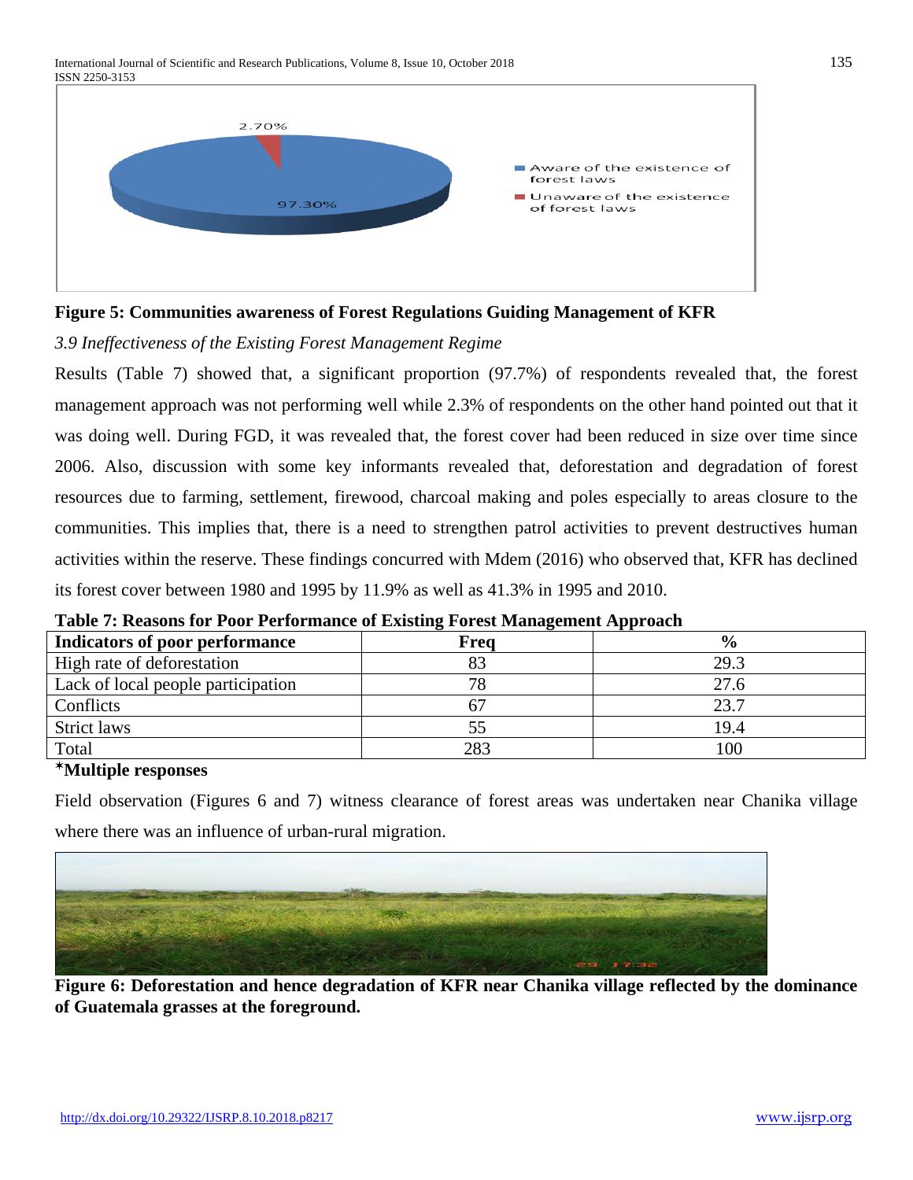**Figure 5: Communities awareness of Forest Regulations Guiding Management of KFR**

*3.9 Ineffectiveness of the Existing Forest Management Regime*

Results (Table 7) showed that, a significant proportion (97.7%) of respondents revealed that, the forest management approach was not performing well while 2.3% of respondents on the other hand pointed out that it was doing well. During FGD, it was revealed that, the forest cover had been reduced in size over time since 2006. Also, discussion with some key informants revealed that, deforestation and degradation of forest resources due to farming, settlement, firewood, charcoal making and poles especially to areas closure to the communities. This implies that, there is a need to strengthen patrol activities to prevent destructives human activities within the reserve. These findings concurred with Mdem (2016) who observed that, KFR has declined its forest cover between 1980 and 1995 by 11.9% as well as 41.3% in 1995 and 2010.

**Table 7: Reasons for Poor Performance of Existing Forest Management Approach**

| Indicators of poor performance | Freq | % |
|---|---|---|
| High rate of deforestation | 83 | 29.3 |
| Lack of local people participation | 78 | 27.6 |
| Conflicts | 67 | 23.7 |
| Strict laws | 55 | 19.4 |
| Total | 283 | 100 |

**\*Multiple responses**

Field observation (Figures 6 and 7) witness clearance of forest areas was undertaken near Chanika village where there was an influence of urban-rural migration.

**Figure 6: Deforestation and hence degradation of KFR near Chanika village reflected by the dominance of Guatemala grasses at the foreground.**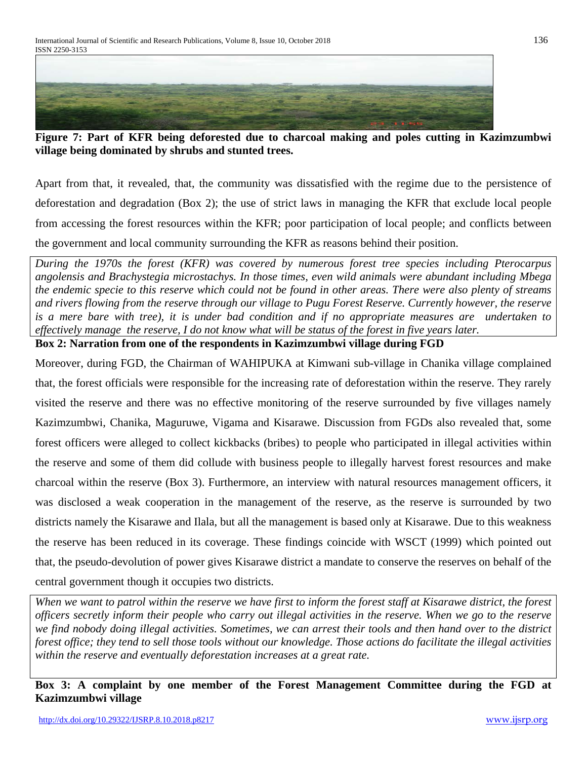**Figure 7: Part of KFR being deforested due to charcoal making and poles cutting in Kazimzumbwi village being dominated by shrubs and stunted trees.**

Apart from that, it revealed, that, the community was dissatisfied with the regime due to the persistence of deforestation and degradation (Box 2); the use of strict laws in managing the KFR that exclude local people from accessing the forest resources within the KFR; poor participation of local people; and conflicts between the government and local community surrounding the KFR as reasons behind their position.

*During the 1970s the forest (KFR) was covered by numerous forest tree species including Pterocarpus angolensis and Brachystegia microstachys. In those times, even wild animals were abundant including Mbega the endemic specie to this reserve which could not be found in other areas. There were also plenty of streams and rivers flowing from the reserve through our village to Pugu Forest Reserve. Currently however, the reserve is a mere bare with tree), it is under bad condition and if no appropriate measures are undertaken to effectively manage the reserve, I do not know what will be status of the forest in five years later.*

**Box 2: Narration from one of the respondents in Kazimzumbwi village during FGD**

Moreover, during FGD, the Chairman of WAHIPUKA at Kimwani sub-village in Chanika village complained that, the forest officials were responsible for the increasing rate of deforestation within the reserve. They rarely visited the reserve and there was no effective monitoring of the reserve surrounded by five villages namely Kazimzumbwi, Chanika, Maguruwe, Vigama and Kisarawe. Discussion from FGDs also revealed that, some forest officers were alleged to collect kickbacks (bribes) to people who participated in illegal activities within the reserve and some of them did collude with business people to illegally harvest forest resources and make charcoal within the reserve (Box 3). Furthermore, an interview with natural resources management officers, it was disclosed a weak cooperation in the management of the reserve, as the reserve is surrounded by two districts namely the Kisarawe and Ilala, but all the management is based only at Kisarawe. Due to this weakness the reserve has been reduced in its coverage. These findings coincide with WSCT (1999) which pointed out that, the pseudo-devolution of power gives Kisarawe district a mandate to conserve the reserves on behalf of the central government though it occupies two districts.

*When we want to patrol within the reserve we have first to inform the forest staff at Kisarawe district, the forest officers secretly inform their people who carry out illegal activities in the reserve. When we go to the reserve we find nobody doing illegal activities. Sometimes, we can arrest their tools and then hand over to the district forest office; they tend to sell those tools without our knowledge. Those actions do facilitate the illegal activities within the reserve and eventually deforestation increases at a great rate.*

**Box 3: A complaint by one member of the Forest Management Committee during the FGD at Kazimzumbwi village**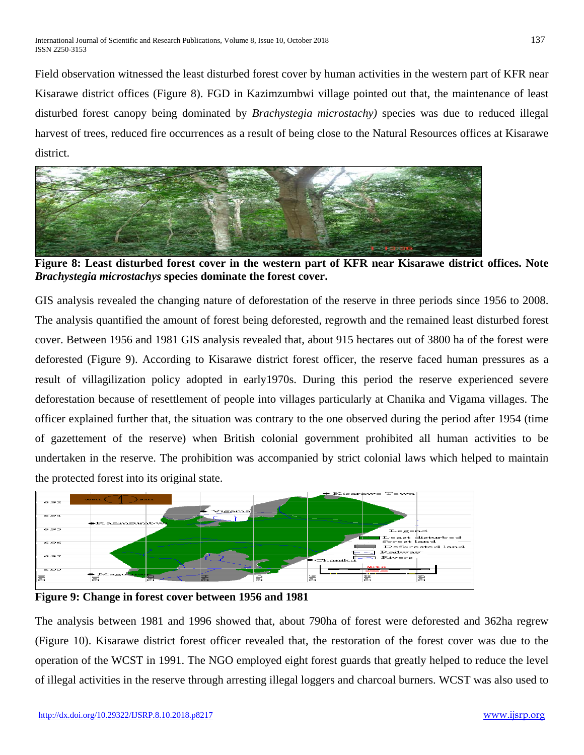Field observation witnessed the least disturbed forest cover by human activities in the western part of KFR near Kisarawe district offices (Figure 8). FGD in Kazimzumbwi village pointed out that, the maintenance of least disturbed forest canopy being dominated by *Brachystegia microstachy)* species was due to reduced illegal harvest of trees, reduced fire occurrences as a result of being close to the Natural Resources offices at Kisarawe district.

**Figure 8: Least disturbed forest cover in the western part of KFR near Kisarawe district offices. Note *Brachystegia microstachys* species dominate the forest cover.**

GIS analysis revealed the changing nature of deforestation of the reserve in three periods since 1956 to 2008. The analysis quantified the amount of forest being deforested, regrowth and the remained least disturbed forest cover. Between 1956 and 1981 GIS analysis revealed that, about 915 hectares out of 3800 ha of the forest were deforested (Figure 9). According to Kisarawe district forest officer, the reserve faced human pressures as a result of villagilization policy adopted in early1970s. During this period the reserve experienced severe deforestation because of resettlement of people into villages particularly at Chanika and Vigama villages. The officer explained further that, the situation was contrary to the one observed during the period after 1954 (time of gazettement of the reserve) when British colonial government prohibited all human activities to be undertaken in the reserve. The prohibition was accompanied by strict colonial laws which helped to maintain the protected forest into its original state.

**Figure 9: Change in forest cover between 1956 and 1981**

The analysis between 1981 and 1996 showed that, about 790ha of forest were deforested and 362ha regrew (Figure 10). Kisarawe district forest officer revealed that, the restoration of the forest cover was due to the operation of the WCST in 1991. The NGO employed eight forest guards that greatly helped to reduce the level of illegal activities in the reserve through arresting illegal loggers and charcoal burners. WCST was also used to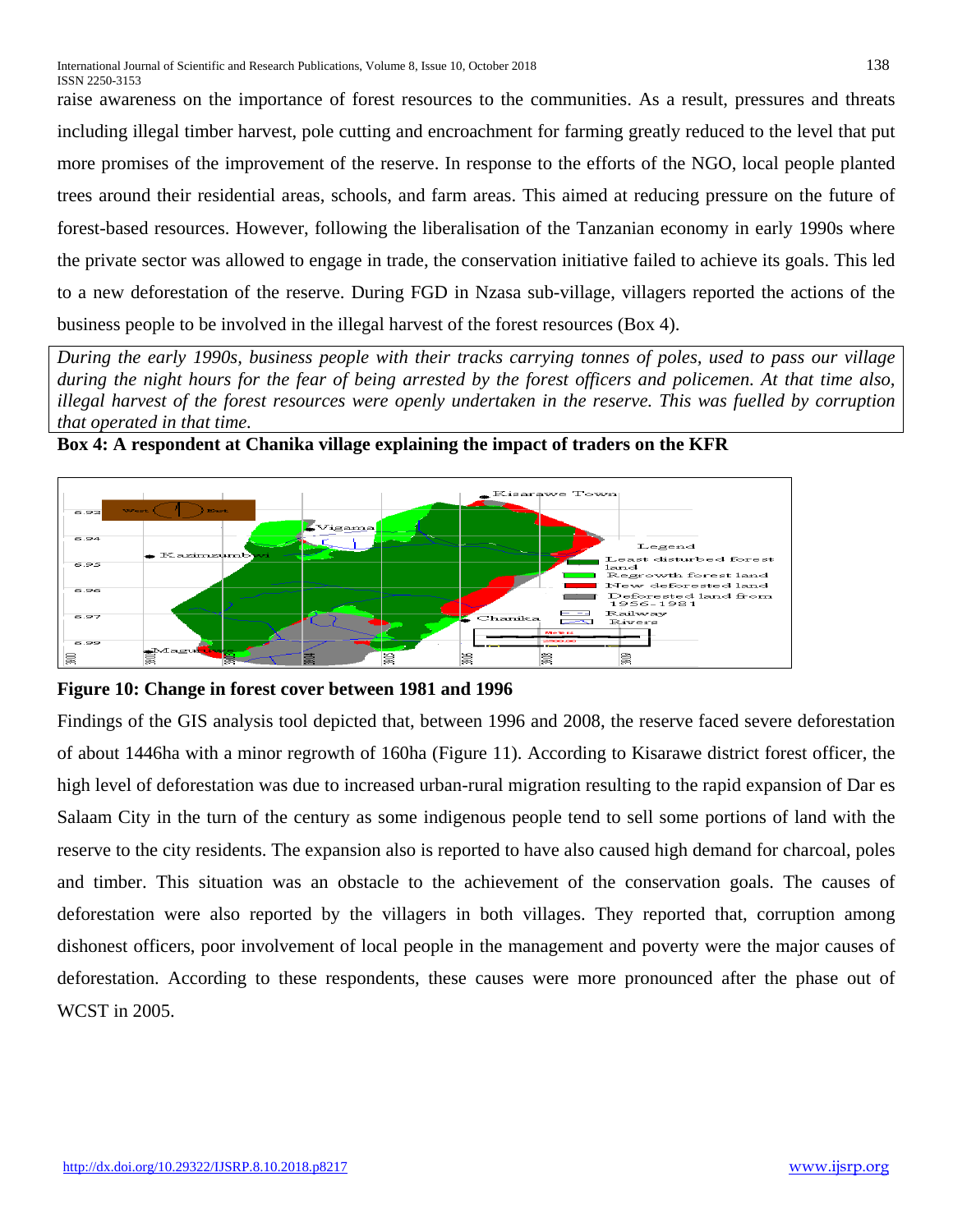raise awareness on the importance of forest resources to the communities. As a result, pressures and threats including illegal timber harvest, pole cutting and encroachment for farming greatly reduced to the level that put more promises of the improvement of the reserve. In response to the efforts of the NGO, local people planted trees around their residential areas, schools, and farm areas. This aimed at reducing pressure on the future of forest-based resources. However, following the liberalisation of the Tanzanian economy in early 1990s where the private sector was allowed to engage in trade, the conservation initiative failed to achieve its goals. This led to a new deforestation of the reserve. During FGD in Nzasa sub-village, villagers reported the actions of the business people to be involved in the illegal harvest of the forest resources (Box 4).

*During the early 1990s, business people with their tracks carrying tonnes of poles, used to pass our village during the night hours for the fear of being arrested by the forest officers and policemen. At that time also, illegal harvest of the forest resources were openly undertaken in the reserve. This was fuelled by corruption that operated in that time.*

**Box 4: A respondent at Chanika village explaining the impact of traders on the KFR**

**Figure 10: Change in forest cover between 1981 and 1996**

Findings of the GIS analysis tool depicted that, between 1996 and 2008, the reserve faced severe deforestation of about 1446ha with a minor regrowth of 160ha (Figure 11). According to Kisarawe district forest officer, the high level of deforestation was due to increased urban-rural migration resulting to the rapid expansion of Dar es Salaam City in the turn of the century as some indigenous people tend to sell some portions of land with the reserve to the city residents. The expansion also is reported to have also caused high demand for charcoal, poles and timber. This situation was an obstacle to the achievement of the conservation goals. The causes of deforestation were also reported by the villagers in both villages. They reported that, corruption among dishonest officers, poor involvement of local people in the management and poverty were the major causes of deforestation. According to these respondents, these causes were more pronounced after the phase out of WCST in 2005.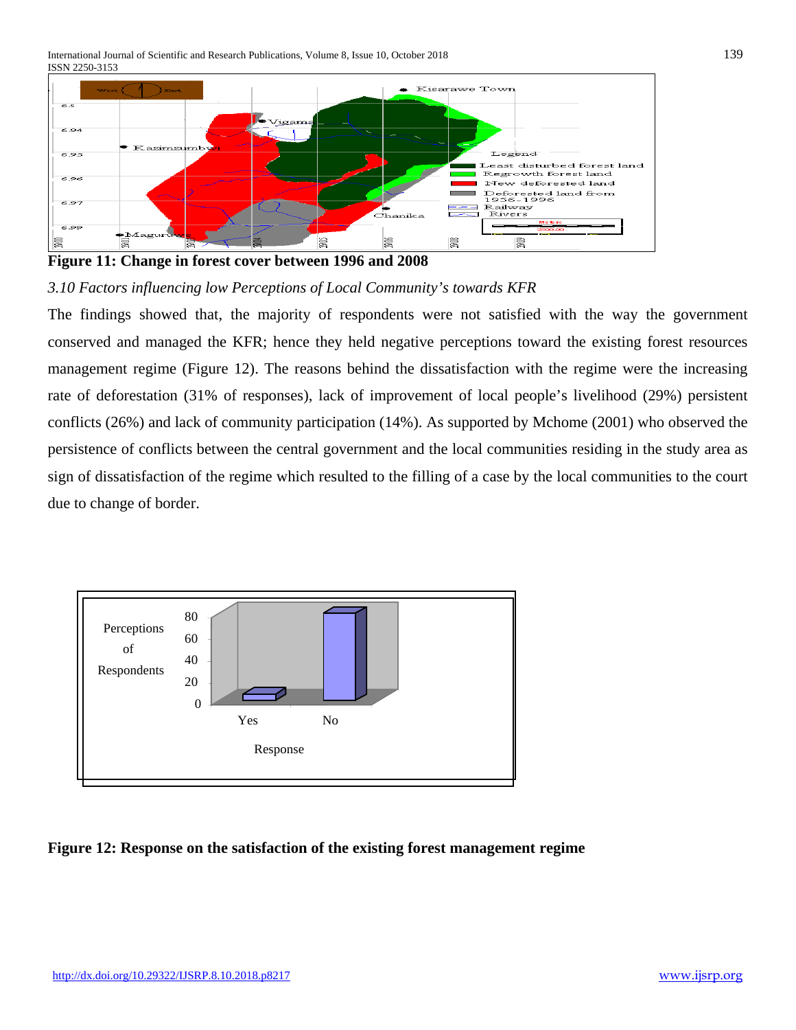Figure 11: Change in forest cover between 1996 and 2008

*3.10 Factors influencing low Perceptions of Local Community's towards KFR*

The findings showed that, the majority of respondents were not satisfied with the way the government conserved and managed the KFR; hence they held negative perceptions toward the existing forest resources management regime (Figure 12). The reasons behind the dissatisfaction with the regime were the increasing rate of deforestation (31% of responses), lack of improvement of local people's livelihood (29%) persistent conflicts (26%) and lack of community participation (14%). As supported by Mchome (2001) who observed the persistence of conflicts between the central government and the local communities residing in the study area as sign of dissatisfaction of the regime which resulted to the filling of a case by the local communities to the court due to change of border.

**Figure 12: Response on the satisfaction of the existing forest management regime**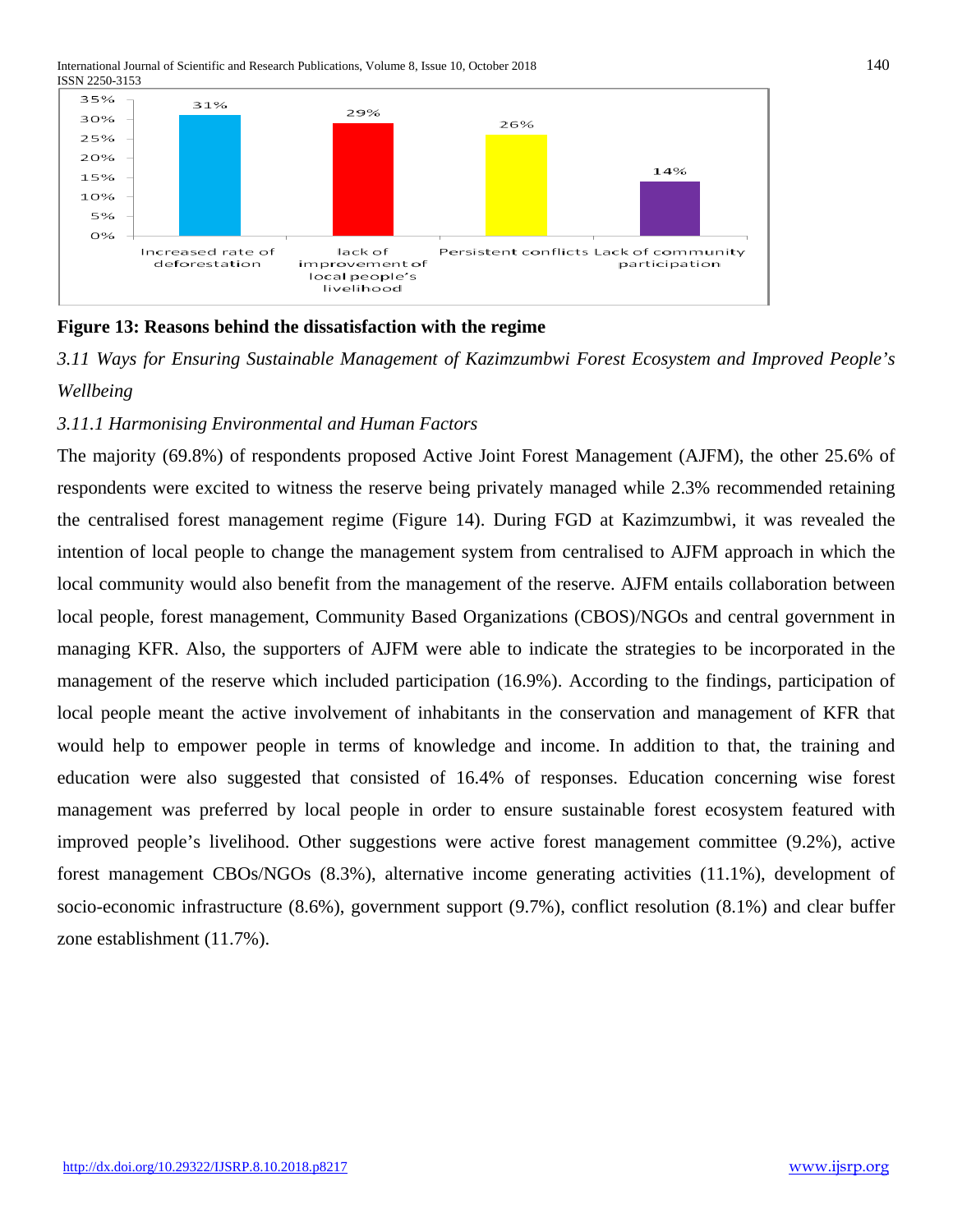**Figure 13: Reasons behind the dissatisfaction with the regime**

*3.11 Ways for Ensuring Sustainable Management of Kazimzumbwi Forest Ecosystem and Improved People's Wellbeing*

*3.11.1 Harmonising Environmental and Human Factors*

The majority (69.8%) of respondents proposed Active Joint Forest Management (AJFM), the other 25.6% of respondents were excited to witness the reserve being privately managed while 2.3% recommended retaining the centralised forest management regime (Figure 14). During FGD at Kazimzumbwi, it was revealed the intention of local people to change the management system from centralised to AJFM approach in which the local community would also benefit from the management of the reserve. AJFM entails collaboration between local people, forest management, Community Based Organizations (CBOS)/NGOs and central government in managing KFR. Also, the supporters of AJFM were able to indicate the strategies to be incorporated in the management of the reserve which included participation (16.9%). According to the findings, participation of local people meant the active involvement of inhabitants in the conservation and management of KFR that would help to empower people in terms of knowledge and income. In addition to that, the training and education were also suggested that consisted of 16.4% of responses. Education concerning wise forest management was preferred by local people in order to ensure sustainable forest ecosystem featured with improved people's livelihood. Other suggestions were active forest management committee (9.2%), active forest management CBOs/NGOs (8.3%), alternative income generating activities (11.1%), development of socio-economic infrastructure (8.6%), government support (9.7%), conflict resolution (8.1%) and clear buffer zone establishment (11.7%).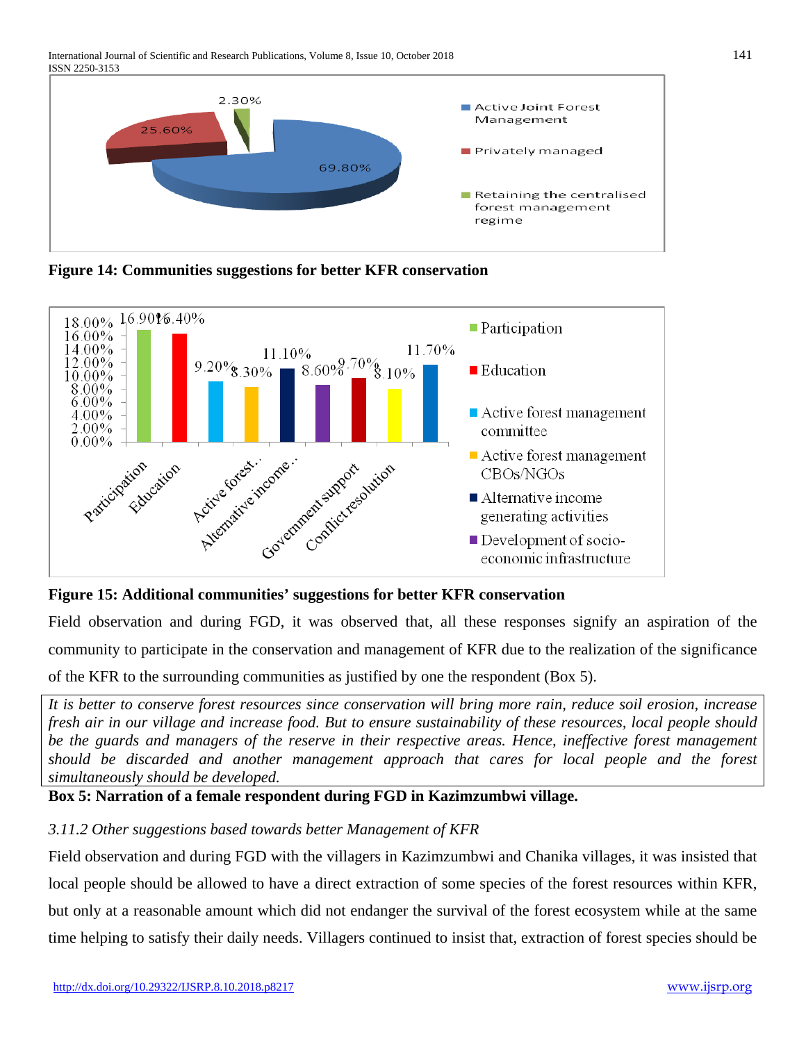Figure 14: Communities suggestions for better KFR conservation

Figure 15: Additional communities' suggestions for better KFR conservation

Field observation and during FGD, it was observed that, all these responses signify an aspiration of the community to participate in the conservation and management of KFR due to the realization of the significance of the KFR to the surrounding communities as justified by one the respondent (Box 5).

*It is better to conserve forest resources since conservation will bring more rain, reduce soil erosion, increase fresh air in our village and increase food. But to ensure sustainability of these resources, local people should be the guards and managers of the reserve in their respective areas. Hence, ineffective forest management should be discarded and another management approach that cares for local people and the forest simultaneously should be developed.*

**Box 5: Narration of a female respondent during FGD in Kazimzumbwi village.**

*3.11.2 Other suggestions based towards better Management of KFR*

Field observation and during FGD with the villagers in Kazimzumbwi and Chanika villages, it was insisted that local people should be allowed to have a direct extraction of some species of the forest resources within KFR, but only at a reasonable amount which did not endanger the survival of the forest ecosystem while at the same time helping to satisfy their daily needs. Villagers continued to insist that, extraction of forest species should be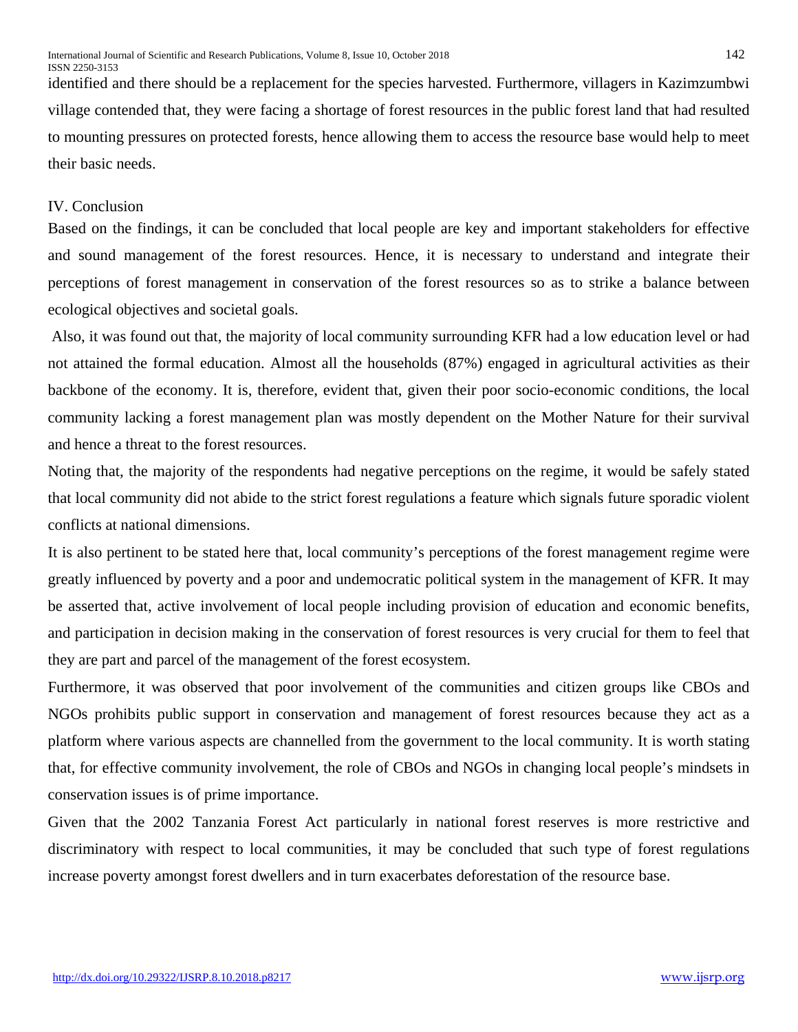identified and there should be a replacement for the species harvested. Furthermore, villagers in Kazimzumbwi village contended that, they were facing a shortage of forest resources in the public forest land that had resulted to mounting pressures on protected forests, hence allowing them to access the resource base would help to meet their basic needs.

## IV. Conclusion

Based on the findings, it can be concluded that local people are key and important stakeholders for effective and sound management of the forest resources. Hence, it is necessary to understand and integrate their perceptions of forest management in conservation of the forest resources so as to strike a balance between ecological objectives and societal goals.

Also, it was found out that, the majority of local community surrounding KFR had a low education level or had not attained the formal education. Almost all the households (87%) engaged in agricultural activities as their backbone of the economy. It is, therefore, evident that, given their poor socio-economic conditions, the local community lacking a forest management plan was mostly dependent on the Mother Nature for their survival and hence a threat to the forest resources.

Noting that, the majority of the respondents had negative perceptions on the regime, it would be safely stated that local community did not abide to the strict forest regulations a feature which signals future sporadic violent conflicts at national dimensions.

It is also pertinent to be stated here that, local community's perceptions of the forest management regime were greatly influenced by poverty and a poor and undemocratic political system in the management of KFR. It may be asserted that, active involvement of local people including provision of education and economic benefits, and participation in decision making in the conservation of forest resources is very crucial for them to feel that they are part and parcel of the management of the forest ecosystem.

Furthermore, it was observed that poor involvement of the communities and citizen groups like CBOs and NGOs prohibits public support in conservation and management of forest resources because they act as a platform where various aspects are channelled from the government to the local community. It is worth stating that, for effective community involvement, the role of CBOs and NGOs in changing local people's mindsets in conservation issues is of prime importance.

Given that the 2002 Tanzania Forest Act particularly in national forest reserves is more restrictive and discriminatory with respect to local communities, it may be concluded that such type of forest regulations increase poverty amongst forest dwellers and in turn exacerbates deforestation of the resource base.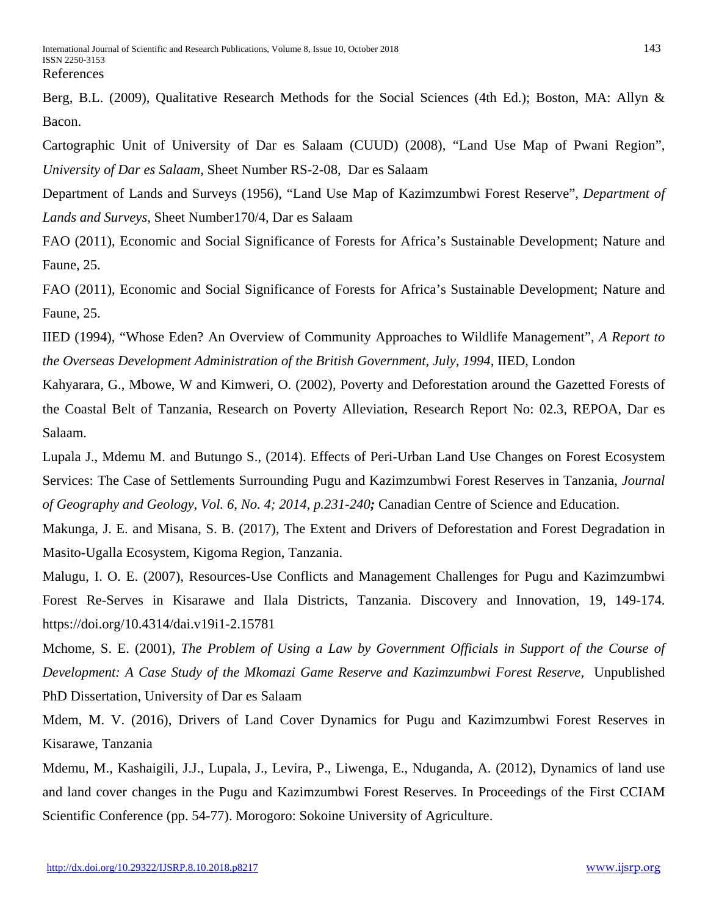References

Berg, B.L. (2009), Qualitative Research Methods for the Social Sciences (4th Ed.); Boston, MA: Allyn & Bacon.

Cartographic Unit of University of Dar es Salaam (CUUD) (2008), "Land Use Map of Pwani Region", *University of Dar es Salaam*, Sheet Number RS-2-08, Dar es Salaam

Department of Lands and Surveys (1956), "Land Use Map of Kazimzumbwi Forest Reserve", *Department of Lands and Surveys*, Sheet Number170/4, Dar es Salaam

FAO (2011), Economic and Social Significance of Forests for Africa's Sustainable Development; Nature and Faune, 25.

FAO (2011), Economic and Social Significance of Forests for Africa's Sustainable Development; Nature and Faune, 25.

IIED (1994), "Whose Eden? An Overview of Community Approaches to Wildlife Management", *A Report to the Overseas Development Administration of the British Government, July, 1994*, IIED, London

Kahyarara, G., Mbowe, W and Kimweri, O. (2002), Poverty and Deforestation around the Gazetted Forests of the Coastal Belt of Tanzania, Research on Poverty Alleviation, Research Report No: 02.3, REPOA, Dar es Salaam.

Lupala J., Mdemu M. and Butungo S., (2014). Effects of Peri-Urban Land Use Changes on Forest Ecosystem Services: The Case of Settlements Surrounding Pugu and Kazimzumbwi Forest Reserves in Tanzania, *Journal of Geography and Geology, Vol. 6, No. 4; 2014, p.231-240;* Canadian Centre of Science and Education.

Makunga, J. E. and Misana, S. B. (2017), The Extent and Drivers of Deforestation and Forest Degradation in Masito-Ugalla Ecosystem, Kigoma Region, Tanzania.

Malugu, I. O. E. (2007), Resources-Use Conflicts and Management Challenges for Pugu and Kazimzumbwi Forest Re-Serves in Kisarawe and Ilala Districts, Tanzania. Discovery and Innovation, 19, 149-174. https://doi.org/10.4314/dai.v19i1-2.15781

Mchome, S. E. (2001), *The Problem of Using a Law by Government Officials in Support of the Course of Development: A Case Study of the Mkomazi Game Reserve and Kazimzumbwi Forest Reserve*, Unpublished PhD Dissertation, University of Dar es Salaam

Mdem, M. V. (2016), Drivers of Land Cover Dynamics for Pugu and Kazimzumbwi Forest Reserves in Kisarawe, Tanzania

Mdemu, M., Kashaigili, J.J., Lupala, J., Levira, P., Liwenga, E., Nduganda, A. (2012), Dynamics of land use and land cover changes in the Pugu and Kazimzumbwi Forest Reserves. In Proceedings of the First CCIAM Scientific Conference (pp. 54-77). Morogoro: Sokoine University of Agriculture.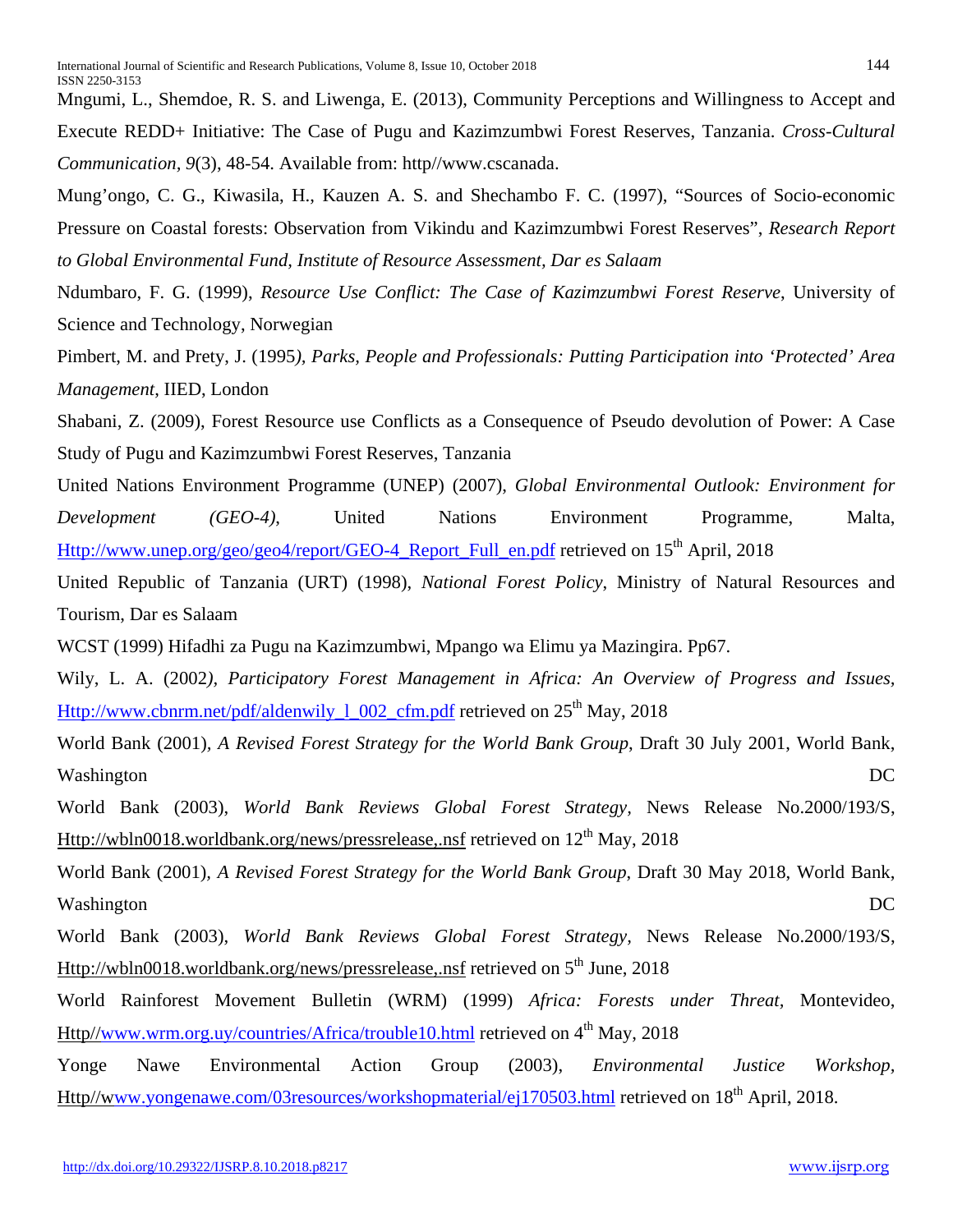Mngumi, L., Shemdoe, R. S. and Liwenga, E. (2013), Community Perceptions and Willingness to Accept and Execute REDD+ Initiative: The Case of Pugu and Kazimzumbwi Forest Reserves, Tanzania. *Cross-Cultural Communication, 9*(3), 48-54. Available from: http//www.cscanada.

Mung'ongo, C. G., Kiwasila, H., Kauzen A. S. and Shechambo F. C. (1997), "Sources of Socio-economic Pressure on Coastal forests: Observation from Vikindu and Kazimzumbwi Forest Reserves", *Research Report to Global Environmental Fund, Institute of Resource Assessment, Dar es Salaam*

Ndumbaro, F. G. (1999), *Resource Use Conflict: The Case of Kazimzumbwi Forest Reserve*, University of Science and Technology, Norwegian

Pimbert, M. and Prety, J. (1995*), Parks, People and Professionals: Putting Participation into 'Protected' Area Management*, IIED, London

Shabani, Z. (2009), Forest Resource use Conflicts as a Consequence of Pseudo devolution of Power: A Case Study of Pugu and Kazimzumbwi Forest Reserves, Tanzania

United Nations Environment Programme (UNEP) (2007), *Global Environmental Outlook: Environment for Development (GEO-4)*, United Nations Environment Programme, Malta, Http://www.unep.org/geo/geo4/report/GEO-4_Report_Full_en.pdf retrieved on 15th April, 2018

United Republic of Tanzania (URT) (1998), *National Forest Policy*, Ministry of Natural Resources and Tourism, Dar es Salaam

WCST (1999) Hifadhi za Pugu na Kazimzumbwi, Mpango wa Elimu ya Mazingira. Pp67.

Wily, L. A. (2002*), Participatory Forest Management in Africa: An Overview of Progress and Issues*, Http://www.cbnrm.net/pdf/aldenwily_l_002_cfm.pdf retrieved on 25th May, 2018

World Bank (2001), *A Revised Forest Strategy for the World Bank Group*, Draft 30 July 2001, World Bank, Washington DC

World Bank (2003), *World Bank Reviews Global Forest Strategy*, News Release No.2000/193/S, Http://wbln0018.worldbank.org/news/pressrelease,.nsf retrieved on 12th May, 2018

World Bank (2001), *A Revised Forest Strategy for the World Bank Group*, Draft 30 May 2018, World Bank, Washington DC

World Bank (2003), *World Bank Reviews Global Forest Strategy*, News Release No.2000/193/S, Http://wbln0018.worldbank.org/news/pressrelease,.nsf retrieved on 5th June, 2018

World Rainforest Movement Bulletin (WRM) (1999) *Africa: Forests under Threat*, Montevideo, Http//www.wrm.org.uy/countries/Africa/trouble10.html retrieved on 4th May, 2018

Yonge Nawe Environmental Action Group (2003), *Environmental Justice Workshop*, Http//www.yongenawe.com/03resources/workshopmaterial/ej170503.html retrieved on 18th April, 2018.